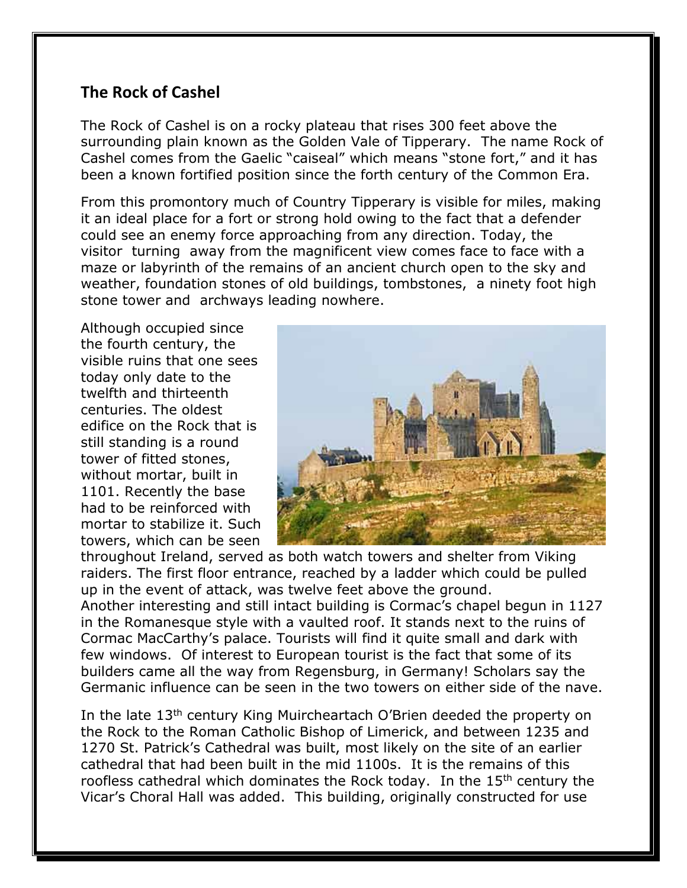## The Rock of Cashel

The Rock of Cashel is on a rocky plateau that rises 300 feet above the surrounding plain known as the Golden Vale of Tipperary. The name Rock of Cashel comes from the Gaelic "caiseal" which means "stone fort," and it has been a known fortified position since the forth century of the Common Era.

From this promontory much of Country Tipperary is visible for miles, making it an ideal place for a fort or strong hold owing to the fact that a defender could see an enemy force approaching from any direction. Today, the visitor turning away from the magnificent view comes face to face with a maze or labyrinth of the remains of an ancient church open to the sky and weather, foundation stones of old buildings, tombstones, a ninety foot high stone tower and archways leading nowhere.

Although occupied since the fourth century, the visible ruins that one sees today only date to the twelfth and thirteenth centuries. The oldest edifice on the Rock that is still standing is a round tower of fitted stones, without mortar, built in 1101. Recently the base had to be reinforced with mortar to stabilize it. Such towers, which can be seen throughout Ireland, served as both watch towers and shelter from Viking raiders. The first floor entrance, reached by a ladder which could be pulled up in the event of attack, was twelve feet above the ground.
Another interesting and still intact building is Cormac's chapel begun in 1127 in the Romanesque style with a vaulted roof. It stands next to the ruins of Cormac MacCarthy's palace. Tourists will find it quite small and dark with few windows. Of interest to European tourist is the fact that some of its builders came all the way from Regensburg, in Germany! Scholars say the Germanic influence can be seen in the two towers on either side of the nave.

In the late 13th century King Muircheartach O'Brien deeded the property on the Rock to the Roman Catholic Bishop of Limerick, and between 1235 and 1270 St. Patrick's Cathedral was built, most likely on the site of an earlier cathedral that had been built in the mid 1100s. It is the remains of this roofless cathedral which dominates the Rock today. In the 15th century the Vicar's Choral Hall was added. This building, originally constructed for use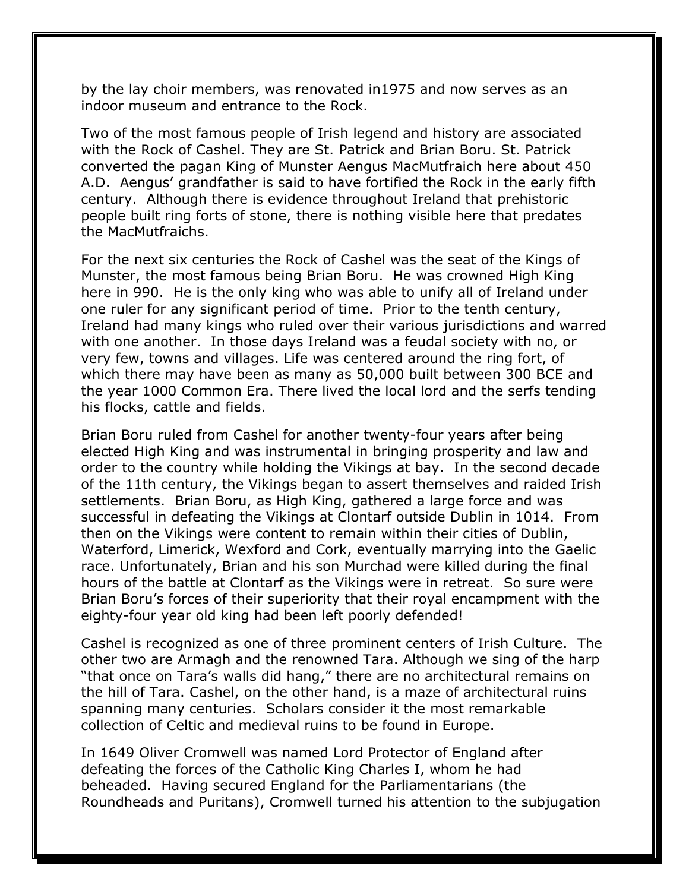by the lay choir members, was renovated in1975 and now serves as an indoor museum and entrance to the Rock.

Two of the most famous people of Irish legend and history are associated with the Rock of Cashel. They are St. Patrick and Brian Boru. St. Patrick converted the pagan King of Munster Aengus MacMutfraich here about 450 A.D. Aengus' grandfather is said to have fortified the Rock in the early fifth century. Although there is evidence throughout Ireland that prehistoric people built ring forts of stone, there is nothing visible here that predates the MacMutfraichs.

For the next six centuries the Rock of Cashel was the seat of the Kings of Munster, the most famous being Brian Boru. He was crowned High King here in 990. He is the only king who was able to unify all of Ireland under one ruler for any significant period of time. Prior to the tenth century, Ireland had many kings who ruled over their various jurisdictions and warred with one another. In those days Ireland was a feudal society with no, or very few, towns and villages. Life was centered around the ring fort, of which there may have been as many as 50,000 built between 300 BCE and the year 1000 Common Era. There lived the local lord and the serfs tending his flocks, cattle and fields.

Brian Boru ruled from Cashel for another twenty-four years after being elected High King and was instrumental in bringing prosperity and law and order to the country while holding the Vikings at bay. In the second decade of the 11th century, the Vikings began to assert themselves and raided Irish settlements. Brian Boru, as High King, gathered a large force and was successful in defeating the Vikings at Clontarf outside Dublin in 1014. From then on the Vikings were content to remain within their cities of Dublin, Waterford, Limerick, Wexford and Cork, eventually marrying into the Gaelic race. Unfortunately, Brian and his son Murchad were killed during the final hours of the battle at Clontarf as the Vikings were in retreat. So sure were Brian Boru's forces of their superiority that their royal encampment with the eighty-four year old king had been left poorly defended!

Cashel is recognized as one of three prominent centers of Irish Culture. The other two are Armagh and the renowned Tara. Although we sing of the harp "that once on Tara's walls did hang," there are no architectural remains on the hill of Tara. Cashel, on the other hand, is a maze of architectural ruins spanning many centuries. Scholars consider it the most remarkable collection of Celtic and medieval ruins to be found in Europe.

In 1649 Oliver Cromwell was named Lord Protector of England after defeating the forces of the Catholic King Charles I, whom he had beheaded. Having secured England for the Parliamentarians (the Roundheads and Puritans), Cromwell turned his attention to the subjugation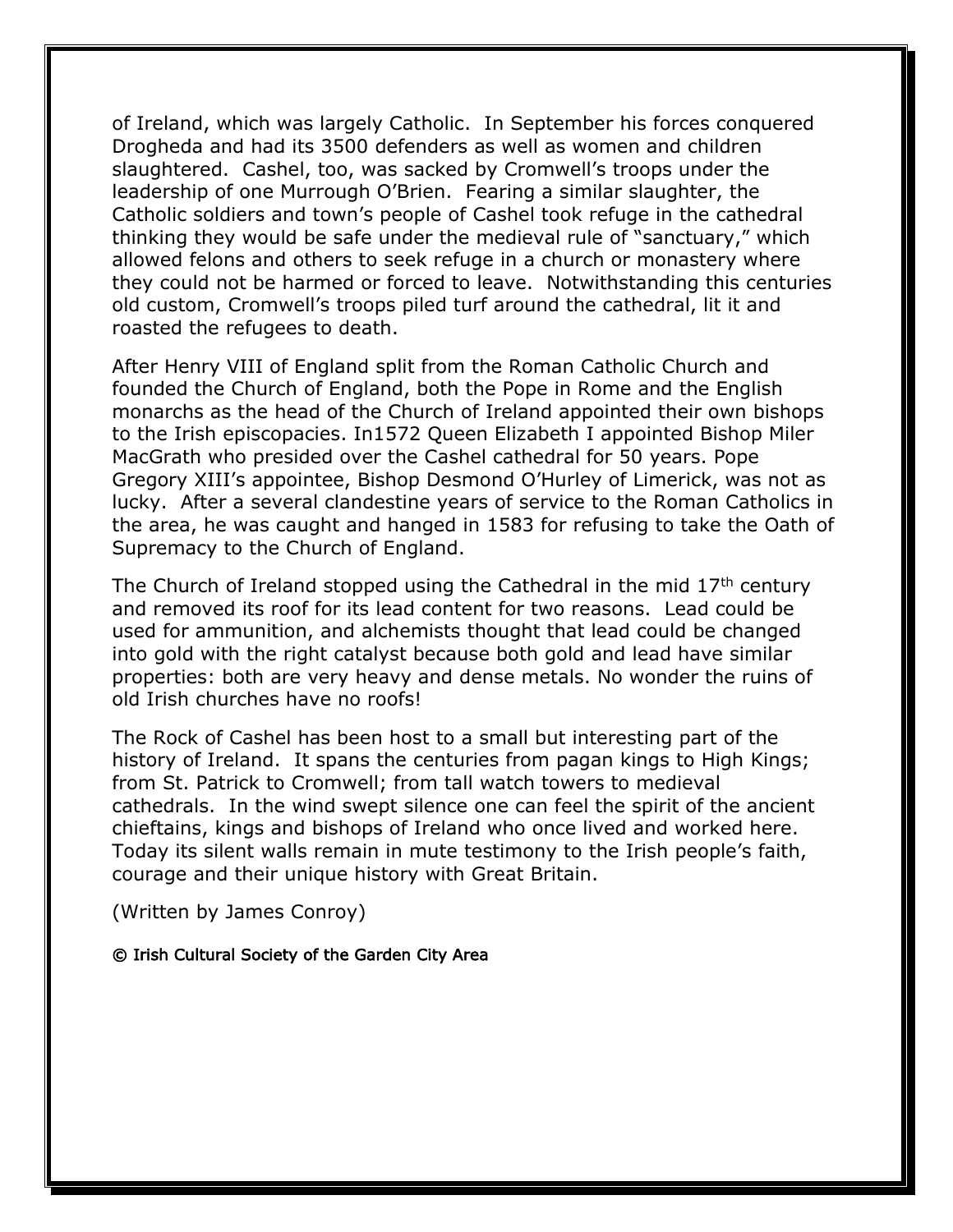of Ireland, which was largely Catholic. In September his forces conquered Drogheda and had its 3500 defenders as well as women and children slaughtered. Cashel, too, was sacked by Cromwell's troops under the leadership of one Murrough O'Brien. Fearing a similar slaughter, the Catholic soldiers and town's people of Cashel took refuge in the cathedral thinking they would be safe under the medieval rule of "sanctuary," which allowed felons and others to seek refuge in a church or monastery where they could not be harmed or forced to leave. Notwithstanding this centuries old custom, Cromwell's troops piled turf around the cathedral, lit it and roasted the refugees to death.

After Henry VIII of England split from the Roman Catholic Church and founded the Church of England, both the Pope in Rome and the English monarchs as the head of the Church of Ireland appointed their own bishops to the Irish episcopacies. In1572 Queen Elizabeth I appointed Bishop Miler MacGrath who presided over the Cashel cathedral for 50 years. Pope Gregory XIII's appointee, Bishop Desmond O'Hurley of Limerick, was not as lucky. After a several clandestine years of service to the Roman Catholics in the area, he was caught and hanged in 1583 for refusing to take the Oath of Supremacy to the Church of England.

The Church of Ireland stopped using the Cathedral in the mid 17th century and removed its roof for its lead content for two reasons. Lead could be used for ammunition, and alchemists thought that lead could be changed into gold with the right catalyst because both gold and lead have similar properties: both are very heavy and dense metals. No wonder the ruins of old Irish churches have no roofs!

The Rock of Cashel has been host to a small but interesting part of the history of Ireland. It spans the centuries from pagan kings to High Kings; from St. Patrick to Cromwell; from tall watch towers to medieval cathedrals. In the wind swept silence one can feel the spirit of the ancient chieftains, kings and bishops of Ireland who once lived and worked here. Today its silent walls remain in mute testimony to the Irish people's faith, courage and their unique history with Great Britain.

(Written by James Conroy)

© Irish Cultural Society of the Garden City Area